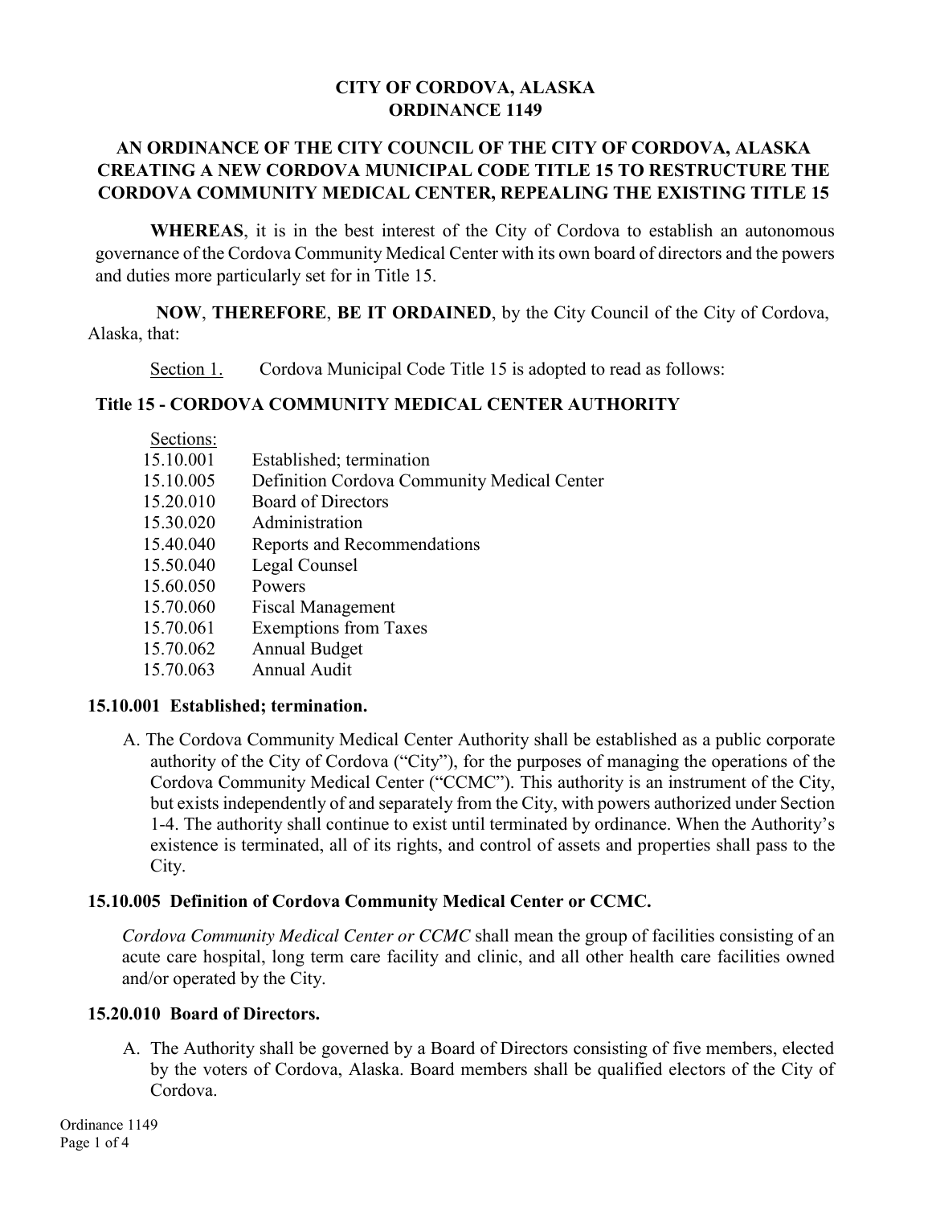# CITY OF CORDOVA, ALASKA
# ORDINANCE 1149

## AN ORDINANCE OF THE CITY COUNCIL OF THE CITY OF CORDOVA, ALASKA CREATING A NEW CORDOVA MUNICIPAL CODE TITLE 15 TO RESTRUCTURE THE CORDOVA COMMUNITY MEDICAL CENTER, REPEALING THE EXISTING TITLE 15

**WHEREAS**, it is in the best interest of the City of Cordova to establish an autonomous governance of the Cordova Community Medical Center with its own board of directors and the powers and duties more particularly set for in Title 15.

**NOW**, **THEREFORE**, **BE IT ORDAINED**, by the City Council of the City of Cordova, Alaska, that:

Section 1. Cordova Municipal Code Title 15 is adopted to read as follows:

### Title 15 - CORDOVA COMMUNITY MEDICAL CENTER AUTHORITY

Sections:

| | |
|---|---|
| 15.10.001 | Established; termination |
| 15.10.005 | Definition Cordova Community Medical Center |
| 15.20.010 | Board of Directors |
| 15.30.020 | Administration |
| 15.40.040 | Reports and Recommendations |
| 15.50.040 | Legal Counsel |
| 15.60.050 | Powers |
| 15.70.060 | Fiscal Management |
| 15.70.061 | Exemptions from Taxes |
| 15.70.062 | Annual Budget |
| 15.70.063 | Annual Audit |

### 15.10.001 Established; termination.

A. The Cordova Community Medical Center Authority shall be established as a public corporate authority of the City of Cordova ("City"), for the purposes of managing the operations of the Cordova Community Medical Center ("CCMC"). This authority is an instrument of the City, but exists independently of and separately from the City, with powers authorized under Section 1-4. The authority shall continue to exist until terminated by ordinance. When the Authority's existence is terminated, all of its rights, and control of assets and properties shall pass to the City.

### 15.10.005 Definition of Cordova Community Medical Center or CCMC.

*Cordova Community Medical Center or CCMC* shall mean the group of facilities consisting of an acute care hospital, long term care facility and clinic, and all other health care facilities owned and/or operated by the City.

### 15.20.010 Board of Directors.

A. The Authority shall be governed by a Board of Directors consisting of five members, elected by the voters of Cordova, Alaska. Board members shall be qualified electors of the City of Cordova.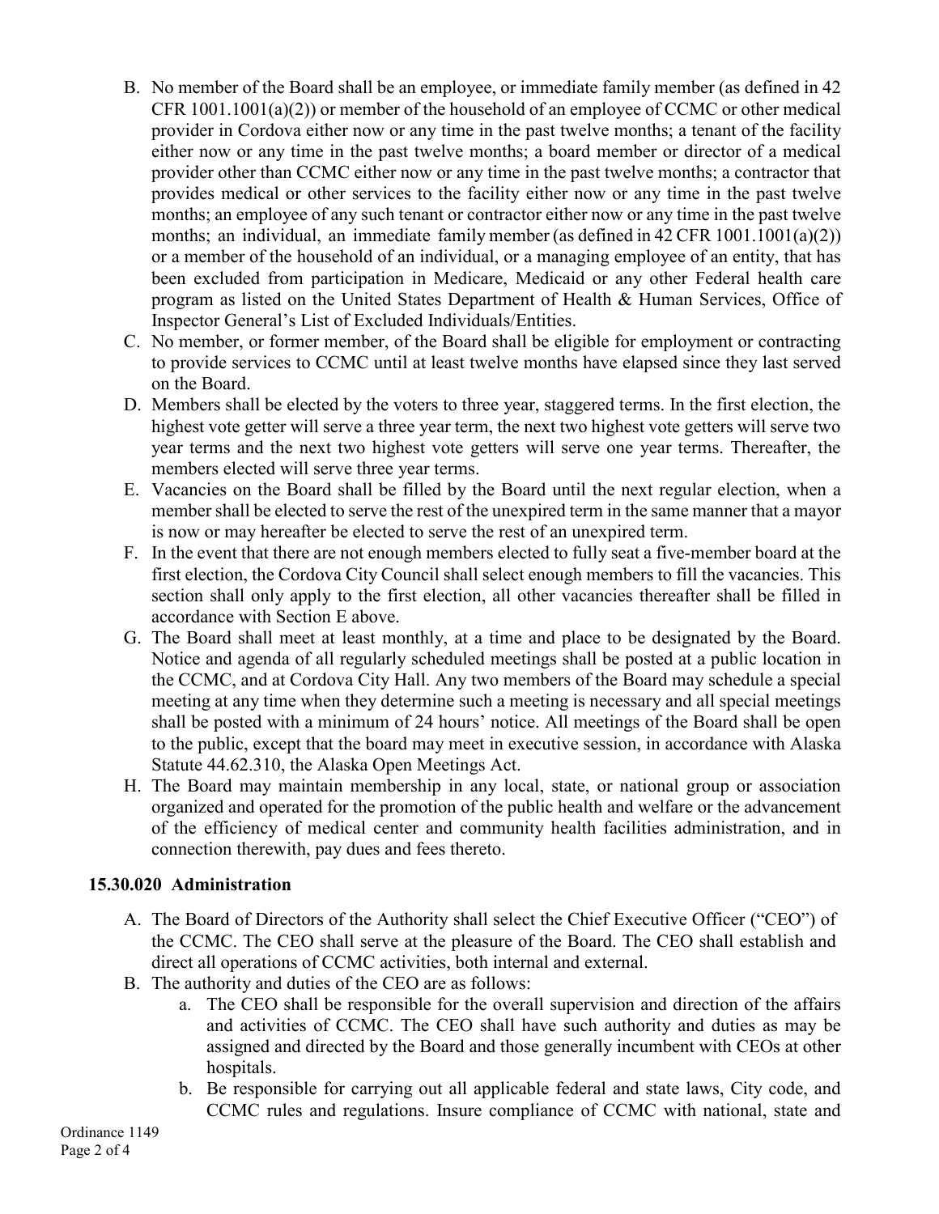B. No member of the Board shall be an employee, or immediate family member (as defined in 42 CFR 1001.1001(a)(2)) or member of the household of an employee of CCMC or other medical provider in Cordova either now or any time in the past twelve months; a tenant of the facility either now or any time in the past twelve months; a board member or director of a medical provider other than CCMC either now or any time in the past twelve months; a contractor that provides medical or other services to the facility either now or any time in the past twelve months; an employee of any such tenant or contractor either now or any time in the past twelve months; an individual, an immediate family member (as defined in 42 CFR 1001.1001(a)(2)) or a member of the household of an individual, or a managing employee of an entity, that has been excluded from participation in Medicare, Medicaid or any other Federal health care program as listed on the United States Department of Health & Human Services, Office of Inspector General's List of Excluded Individuals/Entities.

C. No member, or former member, of the Board shall be eligible for employment or contracting to provide services to CCMC until at least twelve months have elapsed since they last served on the Board.

D. Members shall be elected by the voters to three year, staggered terms. In the first election, the highest vote getter will serve a three year term, the next two highest vote getters will serve two year terms and the next two highest vote getters will serve one year terms. Thereafter, the members elected will serve three year terms.

E. Vacancies on the Board shall be filled by the Board until the next regular election, when a member shall be elected to serve the rest of the unexpired term in the same manner that a mayor is now or may hereafter be elected to serve the rest of an unexpired term.

F. In the event that there are not enough members elected to fully seat a five-member board at the first election, the Cordova City Council shall select enough members to fill the vacancies. This section shall only apply to the first election, all other vacancies thereafter shall be filled in accordance with Section E above.

G. The Board shall meet at least monthly, at a time and place to be designated by the Board. Notice and agenda of all regularly scheduled meetings shall be posted at a public location in the CCMC, and at Cordova City Hall. Any two members of the Board may schedule a special meeting at any time when they determine such a meeting is necessary and all special meetings shall be posted with a minimum of 24 hours' notice. All meetings of the Board shall be open to the public, except that the board may meet in executive session, in accordance with Alaska Statute 44.62.310, the Alaska Open Meetings Act.

H. The Board may maintain membership in any local, state, or national group or association organized and operated for the promotion of the public health and welfare or the advancement of the efficiency of medical center and community health facilities administration, and in connection therewith, pay dues and fees thereto.

### 15.30.020 Administration

A. The Board of Directors of the Authority shall select the Chief Executive Officer ("CEO") of the CCMC. The CEO shall serve at the pleasure of the Board. The CEO shall establish and direct all operations of CCMC activities, both internal and external.

B. The authority and duties of the CEO are as follows:

   a. The CEO shall be responsible for the overall supervision and direction of the affairs and activities of CCMC. The CEO shall have such authority and duties as may be assigned and directed by the Board and those generally incumbent with CEOs at other hospitals.

   b. Be responsible for carrying out all applicable federal and state laws, City code, and CCMC rules and regulations. Insure compliance of CCMC with national, state and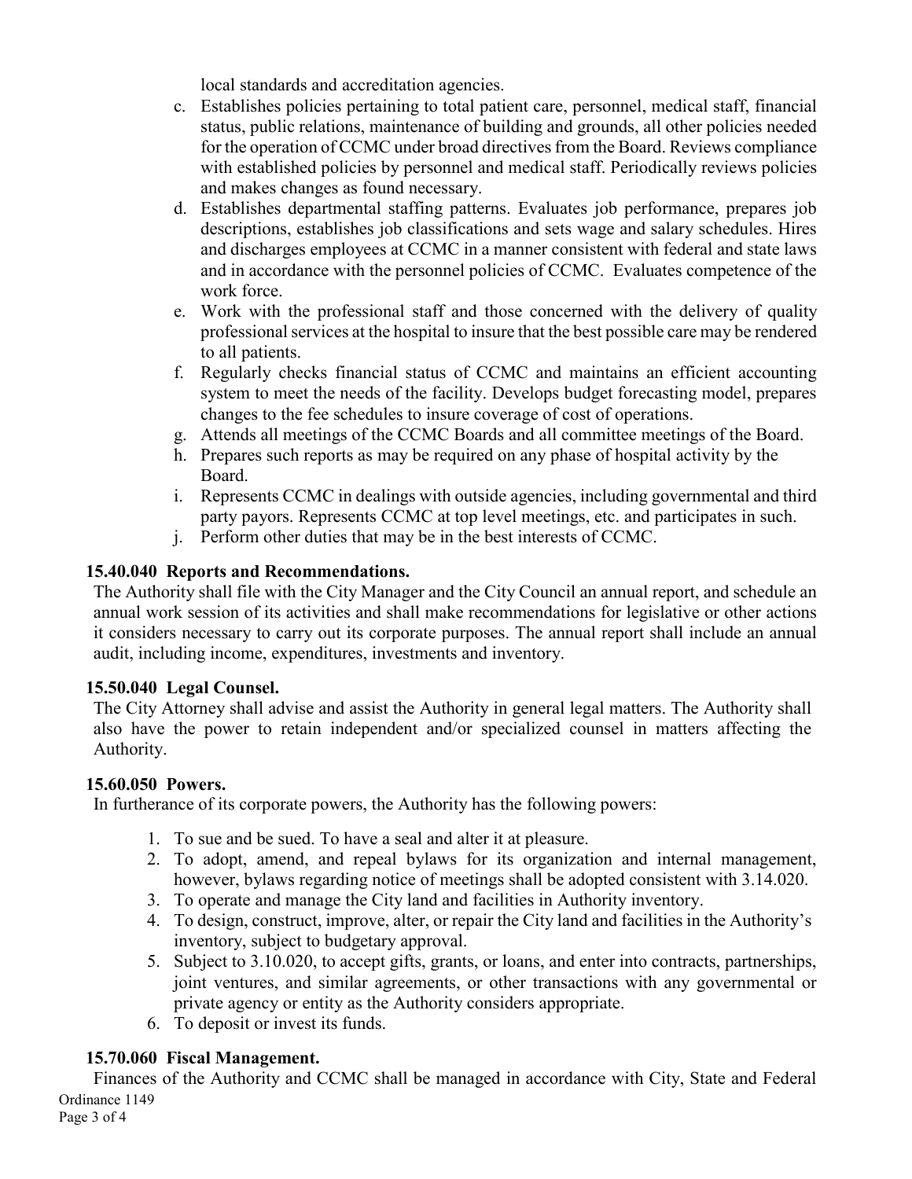local standards and accreditation agencies.

c. Establishes policies pertaining to total patient care, personnel, medical staff, financial status, public relations, maintenance of building and grounds, all other policies needed for the operation of CCMC under broad directives from the Board. Reviews compliance with established policies by personnel and medical staff. Periodically reviews policies and makes changes as found necessary.
d. Establishes departmental staffing patterns. Evaluates job performance, prepares job descriptions, establishes job classifications and sets wage and salary schedules. Hires and discharges employees at CCMC in a manner consistent with federal and state laws and in accordance with the personnel policies of CCMC. Evaluates competence of the work force.
e. Work with the professional staff and those concerned with the delivery of quality professional services at the hospital to insure that the best possible care may be rendered to all patients.
f. Regularly checks financial status of CCMC and maintains an efficient accounting system to meet the needs of the facility. Develops budget forecasting model, prepares changes to the fee schedules to insure coverage of cost of operations.
g. Attends all meetings of the CCMC Boards and all committee meetings of the Board.
h. Prepares such reports as may be required on any phase of hospital activity by the Board.
i. Represents CCMC in dealings with outside agencies, including governmental and third party payors. Represents CCMC at top level meetings, etc. and participates in such.
j. Perform other duties that may be in the best interests of CCMC.

**15.40.040 Reports and Recommendations.**

The Authority shall file with the City Manager and the City Council an annual report, and schedule an annual work session of its activities and shall make recommendations for legislative or other actions it considers necessary to carry out its corporate purposes. The annual report shall include an annual audit, including income, expenditures, investments and inventory.

**15.50.040 Legal Counsel.**

The City Attorney shall advise and assist the Authority in general legal matters. The Authority shall also have the power to retain independent and/or specialized counsel in matters affecting the Authority.

**15.60.050 Powers.**

In furtherance of its corporate powers, the Authority has the following powers:

1. To sue and be sued. To have a seal and alter it at pleasure.
2. To adopt, amend, and repeal bylaws for its organization and internal management, however, bylaws regarding notice of meetings shall be adopted consistent with 3.14.020.
3. To operate and manage the City land and facilities in Authority inventory.
4. To design, construct, improve, alter, or repair the City land and facilities in the Authority's inventory, subject to budgetary approval.
5. Subject to 3.10.020, to accept gifts, grants, or loans, and enter into contracts, partnerships, joint ventures, and similar agreements, or other transactions with any governmental or private agency or entity as the Authority considers appropriate.
6. To deposit or invest its funds.

**15.70.060 Fiscal Management.**

Finances of the Authority and CCMC shall be managed in accordance with City, State and Federal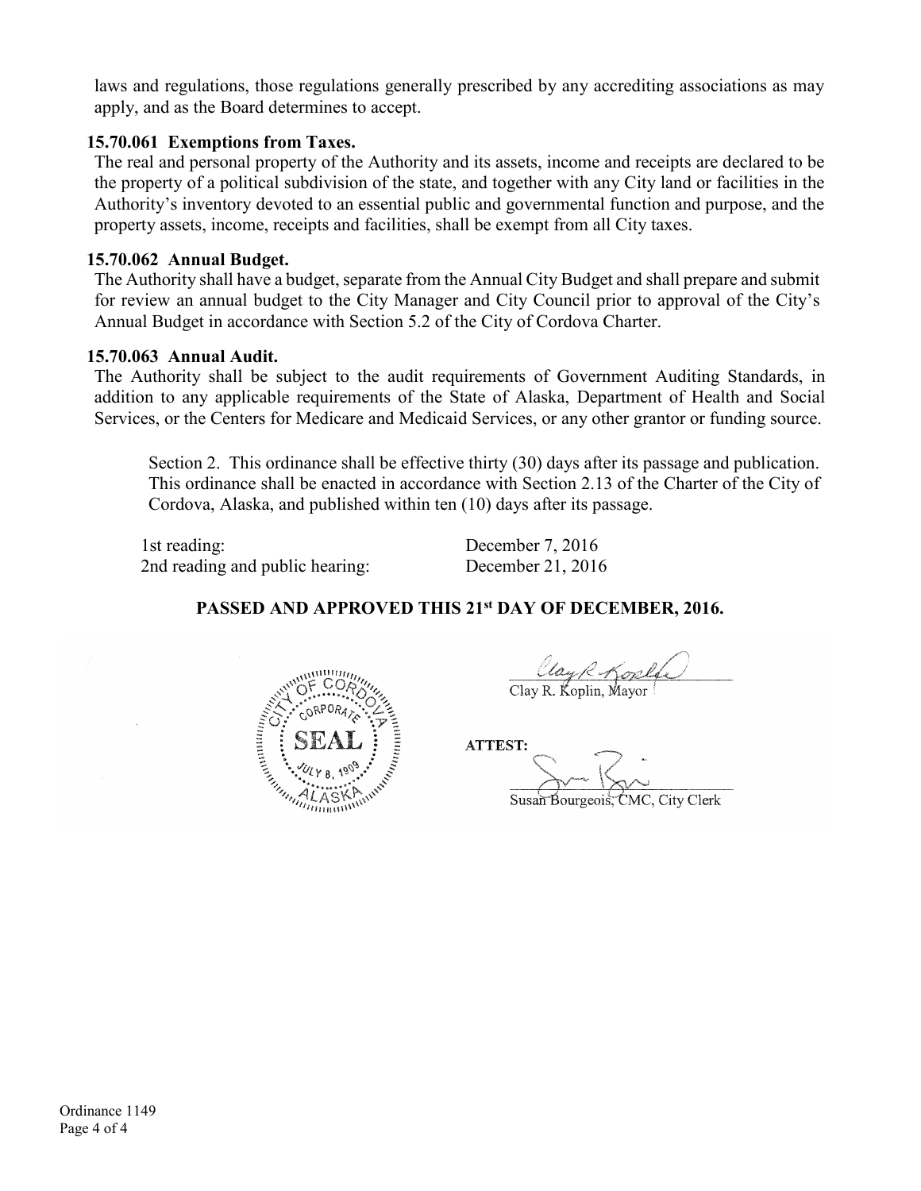laws and regulations, those regulations generally prescribed by any accrediting associations as may apply, and as the Board determines to accept.

**15.70.061 Exemptions from Taxes.**

The real and personal property of the Authority and its assets, income and receipts are declared to be the property of a political subdivision of the state, and together with any City land or facilities in the Authority's inventory devoted to an essential public and governmental function and purpose, and the property assets, income, receipts and facilities, shall be exempt from all City taxes.

**15.70.062 Annual Budget.**

The Authority shall have a budget, separate from the Annual City Budget and shall prepare and submit for review an annual budget to the City Manager and City Council prior to approval of the City's Annual Budget in accordance with Section 5.2 of the City of Cordova Charter.

**15.70.063 Annual Audit.**

The Authority shall be subject to the audit requirements of Government Auditing Standards, in addition to any applicable requirements of the State of Alaska, Department of Health and Social Services, or the Centers for Medicare and Medicaid Services, or any other grantor or funding source.

Section 2. This ordinance shall be effective thirty (30) days after its passage and publication. This ordinance shall be enacted in accordance with Section 2.13 of the Charter of the City of Cordova, Alaska, and published within ten (10) days after its passage.

| | |
|---|---|
| 1st reading: | December 7, 2016 |
| 2nd reading and public hearing: | December 21, 2016 |

**PASSED AND APPROVED THIS 21st DAY OF DECEMBER, 2016.**

CITY OF CORDOVA CORPORATE SEAL JULY 8, 1909 ALASKA

Clay R. Koplin, Mayor

**ATTEST:**

Susan Bourgeois, CMC, City Clerk

Ordinance 1149